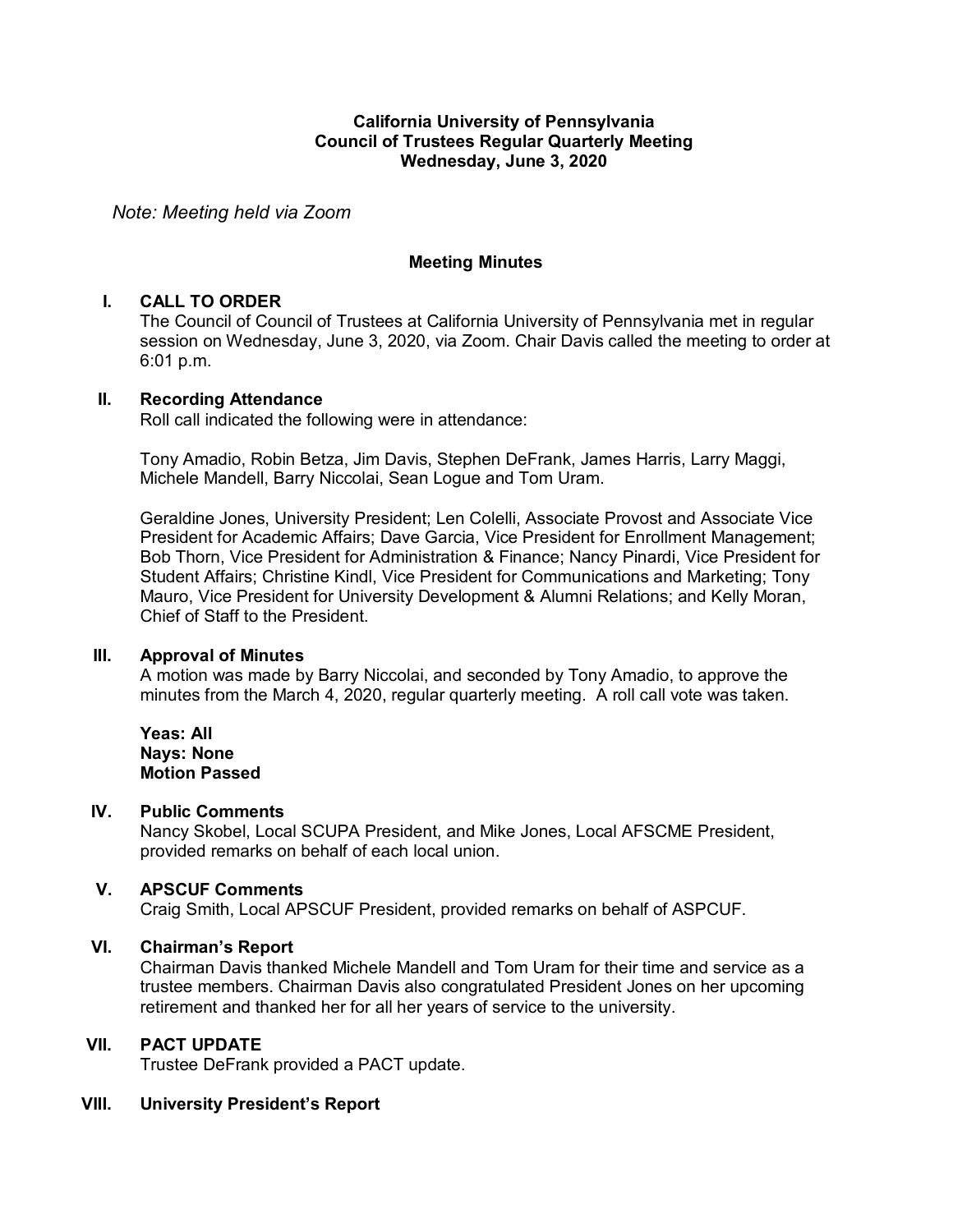**California University of Pennsylvania**
**Council of Trustees Regular Quarterly Meeting**
**Wednesday, June 3, 2020**

*Note: Meeting held via Zoom*

**Meeting Minutes**

## I. CALL TO ORDER

The Council of Council of Trustees at California University of Pennsylvania met in regular session on Wednesday, June 3, 2020, via Zoom. Chair Davis called the meeting to order at 6:01 p.m.

## II. Recording Attendance

Roll call indicated the following were in attendance:

Tony Amadio, Robin Betza, Jim Davis, Stephen DeFrank, James Harris, Larry Maggi, Michele Mandell, Barry Niccolai, Sean Logue and Tom Uram.

Geraldine Jones, University President; Len Colelli, Associate Provost and Associate Vice President for Academic Affairs; Dave Garcia, Vice President for Enrollment Management; Bob Thorn, Vice President for Administration & Finance; Nancy Pinardi, Vice President for Student Affairs; Christine Kindl, Vice President for Communications and Marketing; Tony Mauro, Vice President for University Development & Alumni Relations; and Kelly Moran, Chief of Staff to the President.

## III. Approval of Minutes

A motion was made by Barry Niccolai, and seconded by Tony Amadio, to approve the minutes from the March 4, 2020, regular quarterly meeting. A roll call vote was taken.

**Yeas: All**
**Nays: None**
**Motion Passed**

## IV. Public Comments

Nancy Skobel, Local SCUPA President, and Mike Jones, Local AFSCME President, provided remarks on behalf of each local union.

## V. APSCUF Comments

Craig Smith, Local APSCUF President, provided remarks on behalf of ASPCUF.

## VI. Chairman's Report

Chairman Davis thanked Michele Mandell and Tom Uram for their time and service as a trustee members. Chairman Davis also congratulated President Jones on her upcoming retirement and thanked her for all her years of service to the university.

## VII. PACT UPDATE

Trustee DeFrank provided a PACT update.

## VIII. University President's Report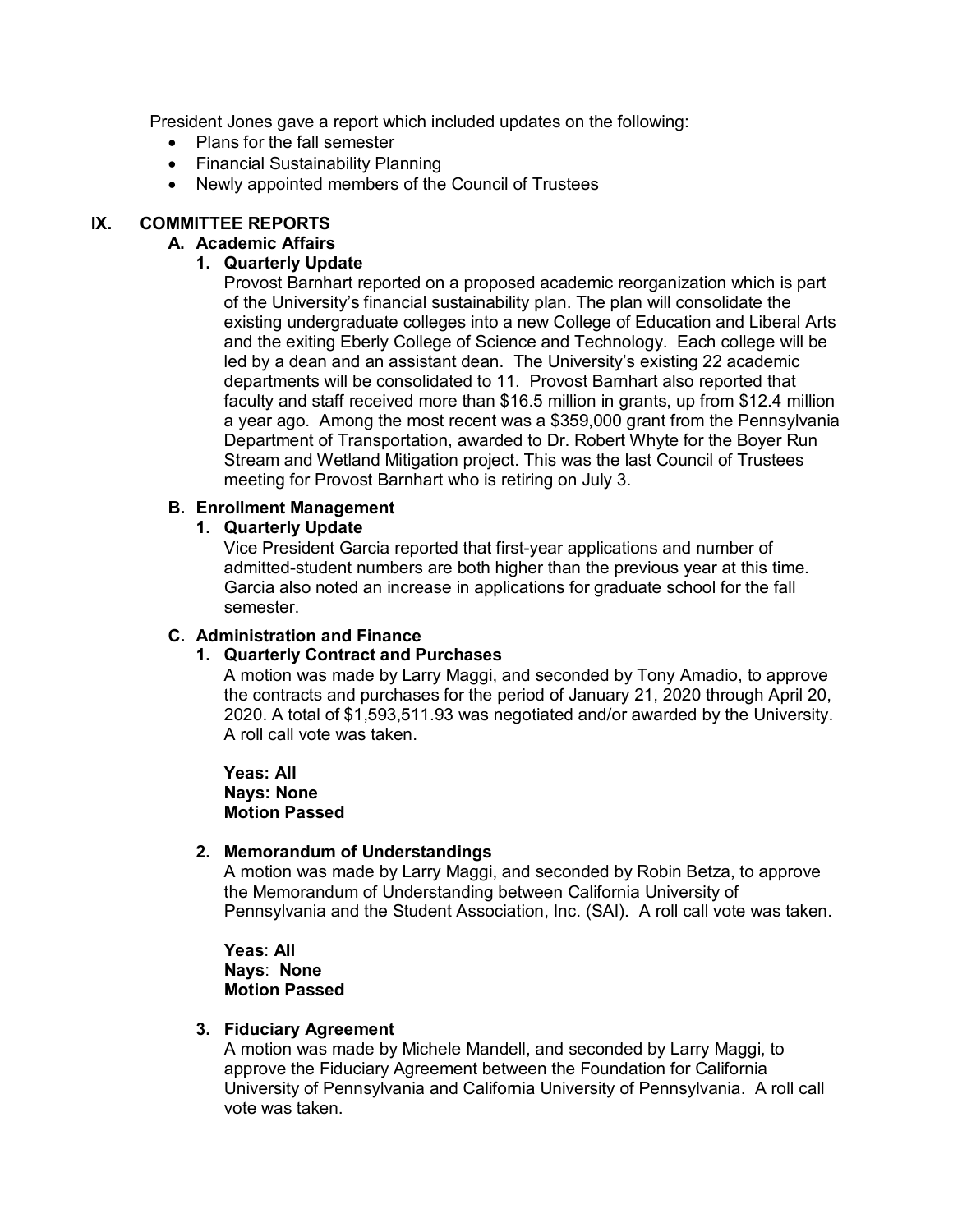President Jones gave a report which included updates on the following:

- Plans for the fall semester
- Financial Sustainability Planning
- Newly appointed members of the Council of Trustees

## IX. COMMITTEE REPORTS

### A. Academic Affairs

#### 1. Quarterly Update

Provost Barnhart reported on a proposed academic reorganization which is part of the University's financial sustainability plan. The plan will consolidate the existing undergraduate colleges into a new College of Education and Liberal Arts and the exiting Eberly College of Science and Technology. Each college will be led by a dean and an assistant dean. The University's existing 22 academic departments will be consolidated to 11. Provost Barnhart also reported that faculty and staff received more than $16.5 million in grants, up from $12.4 million a year ago. Among the most recent was a $359,000 grant from the Pennsylvania Department of Transportation, awarded to Dr. Robert Whyte for the Boyer Run Stream and Wetland Mitigation project. This was the last Council of Trustees meeting for Provost Barnhart who is retiring on July 3.

### B. Enrollment Management

#### 1. Quarterly Update

Vice President Garcia reported that first-year applications and number of admitted-student numbers are both higher than the previous year at this time. Garcia also noted an increase in applications for graduate school for the fall semester.

### C. Administration and Finance

#### 1. Quarterly Contract and Purchases

A motion was made by Larry Maggi, and seconded by Tony Amadio, to approve the contracts and purchases for the period of January 21, 2020 through April 20, 2020. A total of $1,593,511.93 was negotiated and/or awarded by the University. A roll call vote was taken.

**Yeas: All**
**Nays: None**
**Motion Passed**

#### 2. Memorandum of Understandings

A motion was made by Larry Maggi, and seconded by Robin Betza, to approve the Memorandum of Understanding between California University of Pennsylvania and the Student Association, Inc. (SAI). A roll call vote was taken.

**Yeas**: **All**
**Nays**: **None**
**Motion Passed**

#### 3. Fiduciary Agreement

A motion was made by Michele Mandell, and seconded by Larry Maggi, to approve the Fiduciary Agreement between the Foundation for California University of Pennsylvania and California University of Pennsylvania. A roll call vote was taken.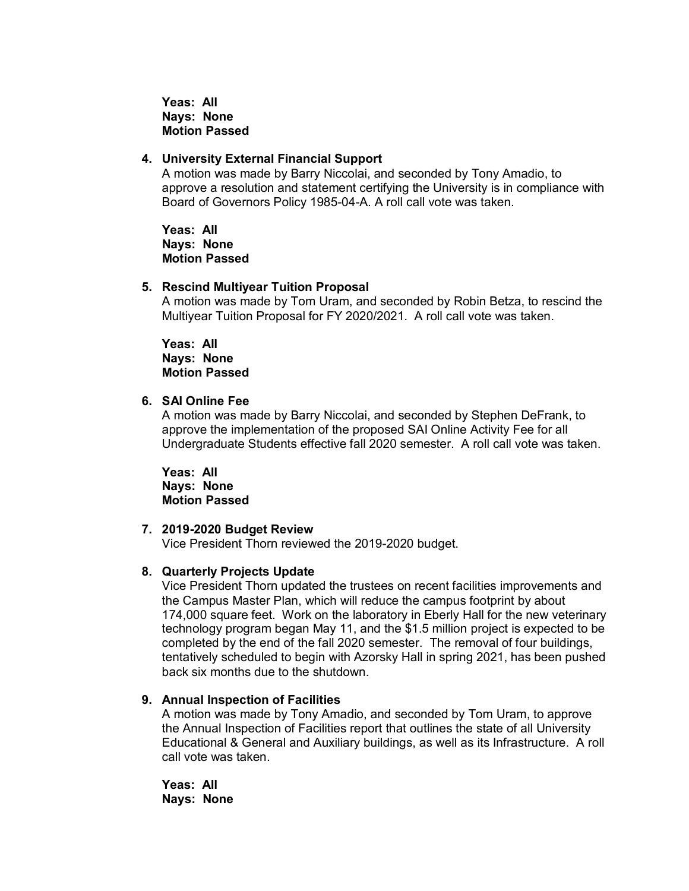**Yeas: All**
**Nays: None**
**Motion Passed**

4. **University External Financial Support**
   A motion was made by Barry Niccolai, and seconded by Tony Amadio, to approve a resolution and statement certifying the University is in compliance with Board of Governors Policy 1985-04-A. A roll call vote was taken.

   **Yeas: All**
   **Nays: None**
   **Motion Passed**

5. **Rescind Multiyear Tuition Proposal**
   A motion was made by Tom Uram, and seconded by Robin Betza, to rescind the Multiyear Tuition Proposal for FY 2020/2021. A roll call vote was taken.

   **Yeas: All**
   **Nays: None**
   **Motion Passed**

6. **SAI Online Fee**
   A motion was made by Barry Niccolai, and seconded by Stephen DeFrank, to approve the implementation of the proposed SAI Online Activity Fee for all Undergraduate Students effective fall 2020 semester. A roll call vote was taken.

   **Yeas: All**
   **Nays: None**
   **Motion Passed**

7. **2019-2020 Budget Review**
   Vice President Thorn reviewed the 2019-2020 budget.

8. **Quarterly Projects Update**
   Vice President Thorn updated the trustees on recent facilities improvements and the Campus Master Plan, which will reduce the campus footprint by about 174,000 square feet. Work on the laboratory in Eberly Hall for the new veterinary technology program began May 11, and the $1.5 million project is expected to be completed by the end of the fall 2020 semester. The removal of four buildings, tentatively scheduled to begin with Azorsky Hall in spring 2021, has been pushed back six months due to the shutdown.

9. **Annual Inspection of Facilities**
   A motion was made by Tony Amadio, and seconded by Tom Uram, to approve the Annual Inspection of Facilities report that outlines the state of all University Educational & General and Auxiliary buildings, as well as its Infrastructure. A roll call vote was taken.

   **Yeas: All**
   **Nays: None**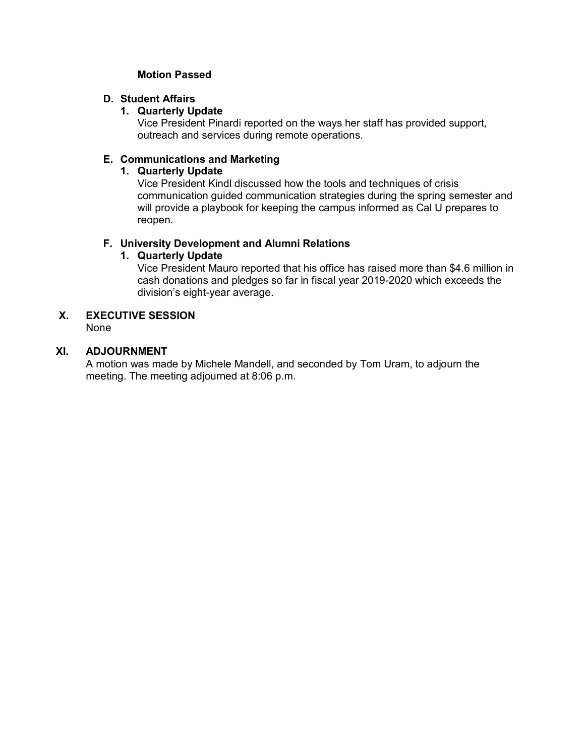**Motion Passed**

**D. Student Affairs**

**1. Quarterly Update**

Vice President Pinardi reported on the ways her staff has provided support, outreach and services during remote operations.

**E. Communications and Marketing**

**1. Quarterly Update**

Vice President Kindl discussed how the tools and techniques of crisis communication guided communication strategies during the spring semester and will provide a playbook for keeping the campus informed as Cal U prepares to reopen.

**F. University Development and Alumni Relations**

**1. Quarterly Update**

Vice President Mauro reported that his office has raised more than $4.6 million in cash donations and pledges so far in fiscal year 2019-2020 which exceeds the division's eight-year average.

## X. EXECUTIVE SESSION

None

## XI. ADJOURNMENT

A motion was made by Michele Mandell, and seconded by Tom Uram, to adjourn the meeting. The meeting adjourned at 8:06 p.m.